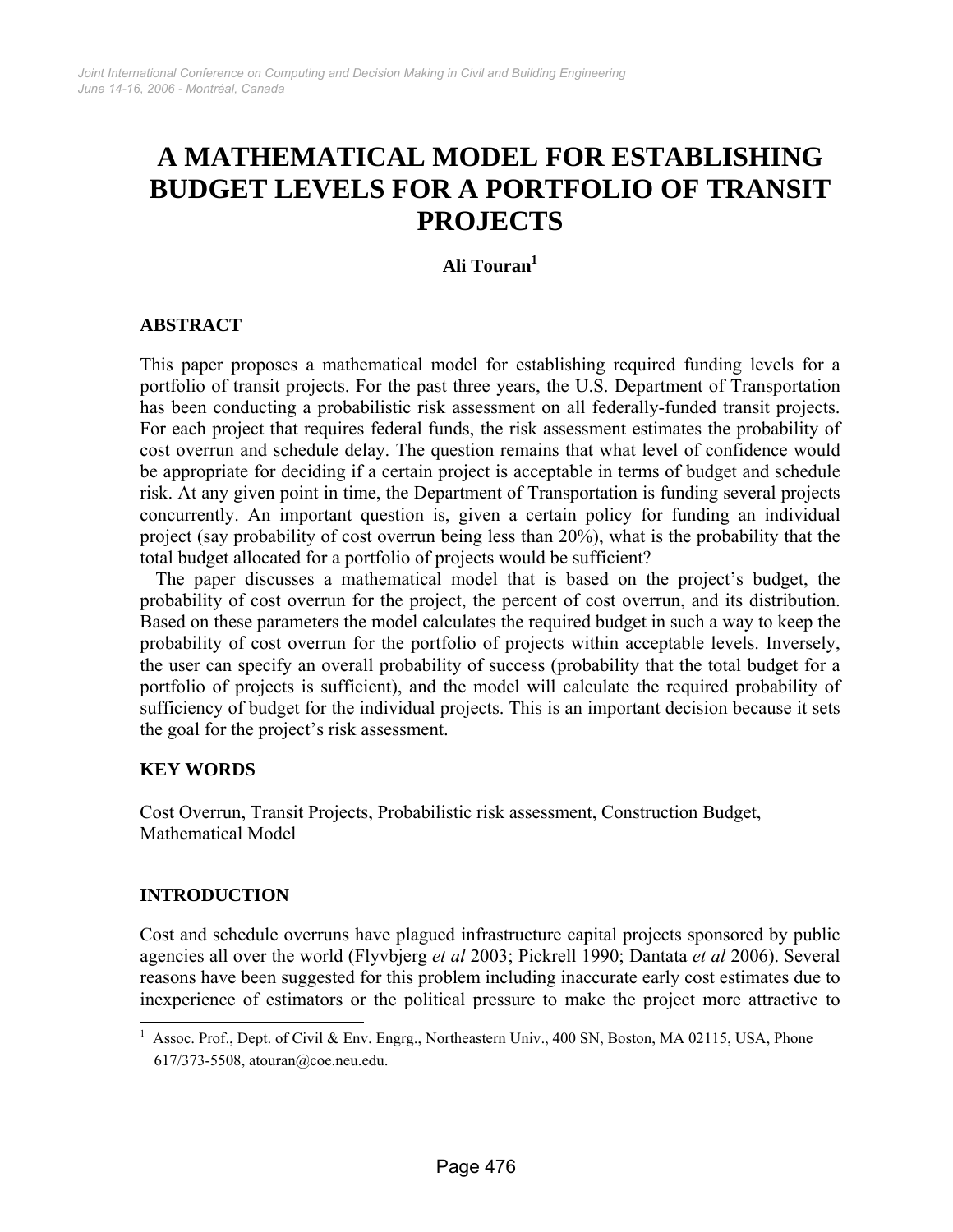# A MATHEMATICAL MODEL FOR ESTABLISHING BUDGET LEVELS FOR A PORTFOLIO OF TRANSIT PROJECTS

**Ali Touran**[1]

## ABSTRACT

This paper proposes a mathematical model for establishing required funding levels for a portfolio of transit projects. For the past three years, the U.S. Department of Transportation has been conducting a probabilistic risk assessment on all federally-funded transit projects. For each project that requires federal funds, the risk assessment estimates the probability of cost overrun and schedule delay. The question remains that what level of confidence would be appropriate for deciding if a certain project is acceptable in terms of budget and schedule risk. At any given point in time, the Department of Transportation is funding several projects concurrently. An important question is, given a certain policy for funding an individual project (say probability of cost overrun being less than 20%), what is the probability that the total budget allocated for a portfolio of projects would be sufficient?

The paper discusses a mathematical model that is based on the project's budget, the probability of cost overrun for the project, the percent of cost overrun, and its distribution. Based on these parameters the model calculates the required budget in such a way to keep the probability of cost overrun for the portfolio of projects within acceptable levels. Inversely, the user can specify an overall probability of success (probability that the total budget for a portfolio of projects is sufficient), and the model will calculate the required probability of sufficiency of budget for the individual projects. This is an important decision because it sets the goal for the project's risk assessment.

## KEY WORDS

Cost Overrun, Transit Projects, Probabilistic risk assessment, Construction Budget, Mathematical Model

## INTRODUCTION

Cost and schedule overruns have plagued infrastructure capital projects sponsored by public agencies all over the world (Flyvbjerg *et al* 2003; Pickrell 1990; Dantata *et al* 2006). Several reasons have been suggested for this problem including inaccurate early cost estimates due to inexperience of estimators or the political pressure to make the project more attractive to

[1] Assoc. Prof., Dept. of Civil & Env. Engrg., Northeastern Univ., 400 SN, Boston, MA 02115, USA, Phone 617/373-5508, atouran@coe.neu.edu.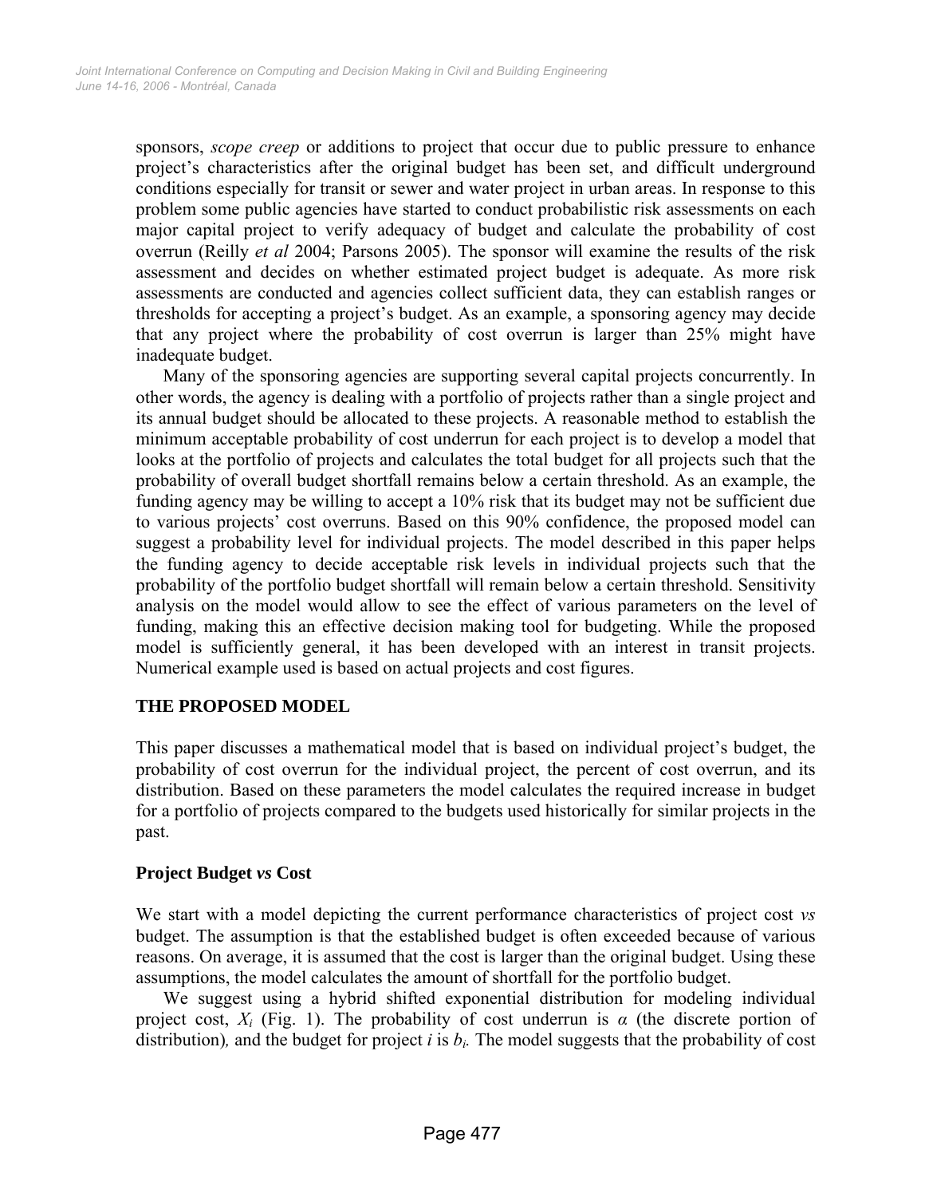sponsors, *scope creep* or additions to project that occur due to public pressure to enhance project's characteristics after the original budget has been set, and difficult underground conditions especially for transit or sewer and water project in urban areas. In response to this problem some public agencies have started to conduct probabilistic risk assessments on each major capital project to verify adequacy of budget and calculate the probability of cost overrun (Reilly *et al* 2004; Parsons 2005). The sponsor will examine the results of the risk assessment and decides on whether estimated project budget is adequate. As more risk assessments are conducted and agencies collect sufficient data, they can establish ranges or thresholds for accepting a project's budget. As an example, a sponsoring agency may decide that any project where the probability of cost overrun is larger than 25% might have inadequate budget.

Many of the sponsoring agencies are supporting several capital projects concurrently. In other words, the agency is dealing with a portfolio of projects rather than a single project and its annual budget should be allocated to these projects. A reasonable method to establish the minimum acceptable probability of cost underrun for each project is to develop a model that looks at the portfolio of projects and calculates the total budget for all projects such that the probability of overall budget shortfall remains below a certain threshold. As an example, the funding agency may be willing to accept a 10% risk that its budget may not be sufficient due to various projects' cost overruns. Based on this 90% confidence, the proposed model can suggest a probability level for individual projects. The model described in this paper helps the funding agency to decide acceptable risk levels in individual projects such that the probability of the portfolio budget shortfall will remain below a certain threshold. Sensitivity analysis on the model would allow to see the effect of various parameters on the level of funding, making this an effective decision making tool for budgeting. While the proposed model is sufficiently general, it has been developed with an interest in transit projects. Numerical example used is based on actual projects and cost figures.

## THE PROPOSED MODEL

This paper discusses a mathematical model that is based on individual project's budget, the probability of cost overrun for the individual project, the percent of cost overrun, and its distribution. Based on these parameters the model calculates the required increase in budget for a portfolio of projects compared to the budgets used historically for similar projects in the past.

### Project Budget *vs* Cost

We start with a model depicting the current performance characteristics of project cost *vs* budget. The assumption is that the established budget is often exceeded because of various reasons. On average, it is assumed that the cost is larger than the original budget. Using these assumptions, the model calculates the amount of shortfall for the portfolio budget.

We suggest using a hybrid shifted exponential distribution for modeling individual project cost, $X_i$ (Fig. 1). The probability of cost underrun is $\alpha$ (the discrete portion of distribution), and the budget for project $i$ is $b_i$. The model suggests that the probability of cost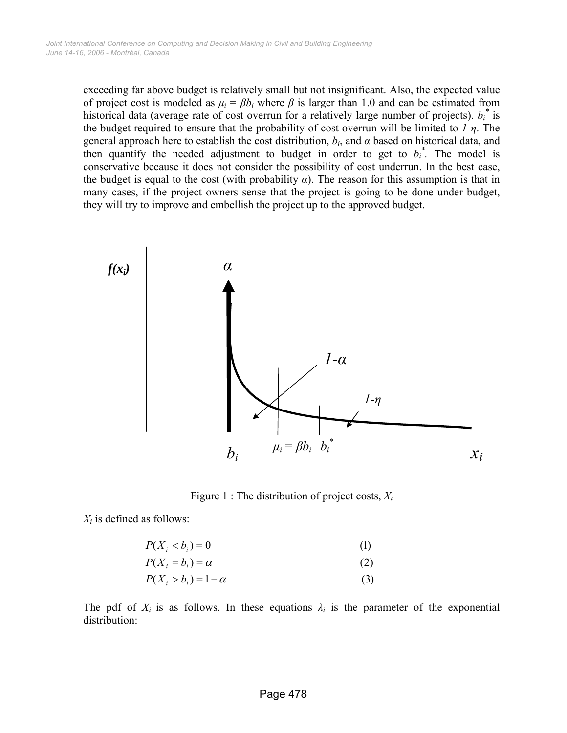exceeding far above budget is relatively small but not insignificant. Also, the expected value of project cost is modeled as $\mu_i = \beta b_i$ where $\beta$ is larger than 1.0 and can be estimated from historical data (average rate of cost overrun for a relatively large number of projects). $b_i^*$ is the budget required to ensure that the probability of cost overrun will be limited to $1\text{-}\eta$. The general approach here to establish the cost distribution, $b_i$, and $\alpha$ based on historical data, and then quantify the needed adjustment to budget in order to get to $b_i^*$. The model is conservative because it does not consider the possibility of cost underrun. In the best case, the budget is equal to the cost (with probability $\alpha$). The reason for this assumption is that in many cases, if the project owners sense that the project is going to be done under budget, they will try to improve and embellish the project up to the approved budget.

Figure 1 : The distribution of project costs, $X_i$

$X_i$ is defined as follows:

$$P(X_i < b_i) = 0 \tag{1}$$

$$P(X_i = b_i) = \alpha \tag{2}$$

$$P(X_i > b_i) = 1 - \alpha \tag{3}$$

The pdf of $X_i$ is as follows. In these equations $\lambda_i$ is the parameter of the exponential distribution: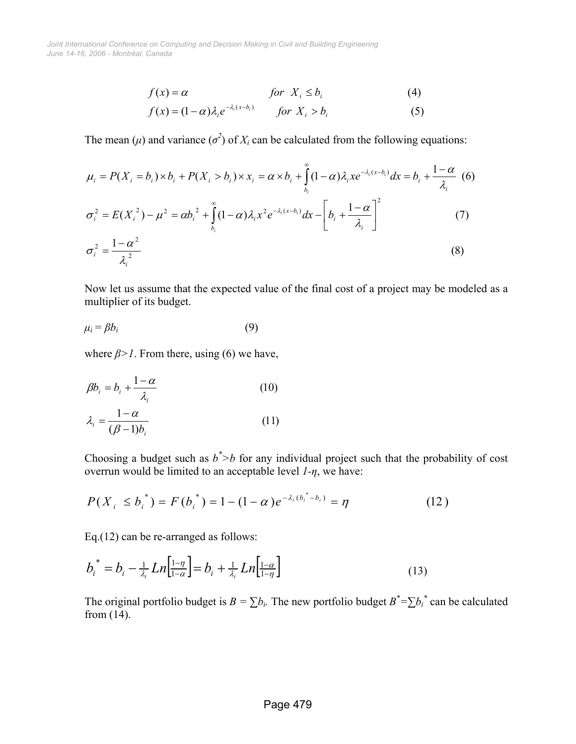$$f(x) = \alpha \qquad for \;\; X_i \leq b_i \tag{4}$$

$$f(x) = (1-\alpha)\lambda_i e^{-\lambda_i (x-b_i)} \qquad for \;\; X_i > b_i \tag{5}$$

The mean ($\mu$) and variance ($\sigma^2$) of $X_i$ can be calculated from the following equations:

$$\mu_i = P(X_i = b_i)\times b_i + P(X_i > b_i)\times x_i = \alpha \times b_i + \int_{b_i}^{\infty}(1-\alpha)\lambda_i x e^{-\lambda_i (x-b_i)}dx = b_i + \frac{1-\alpha}{\lambda_i} \tag{6}$$

$$\sigma_i^2 = E(X_i^{\;2}) - \mu^2 = \alpha b_i^{\;2} + \int_{b_i}^{\infty}(1-\alpha)\lambda_i x^2 e^{-\lambda_i (x-b_i)}dx - \left[b_i + \frac{1-\alpha}{\lambda_i}\right]^2 \tag{7}$$

$$\sigma_i^2 = \frac{1-\alpha^2}{\lambda_i^{\;2}} \tag{8}$$

Now let us assume that the expected value of the final cost of a project may be modeled as a multiplier of its budget.

$$\mu_i = \beta b_i \tag{9}$$

where $\beta > 1$. From there, using (6) we have,

$$\beta b_i = b_i + \frac{1-\alpha}{\lambda_i} \tag{10}$$

$$\lambda_i = \frac{1-\alpha}{(\beta-1)b_i} \tag{11}$$

Choosing a budget such as $b^* > b$ for any individual project such that the probability of cost overrun would be limited to an acceptable level $1-\eta$, we have:

$$P(X_i \leq b_i^{\,*}) = F(b_i^{\,*}) = 1-(1-\alpha)e^{-\lambda_i (b_i^{\,*} - b_i)} = \eta \tag{12}$$

Eq.(12) can be re-arranged as follows:

$$b_i^{\,*} = b_i - \tfrac{1}{\lambda_i} Ln\left[\tfrac{1-\eta}{1-\alpha}\right] = b_i + \tfrac{1}{\lambda_i} Ln\left[\tfrac{1-\alpha}{1-\eta}\right] \tag{13}$$

The original portfolio budget is $B = \sum b_i$. The new portfolio budget $B^* = \sum b_i^{\,*}$ can be calculated from (14).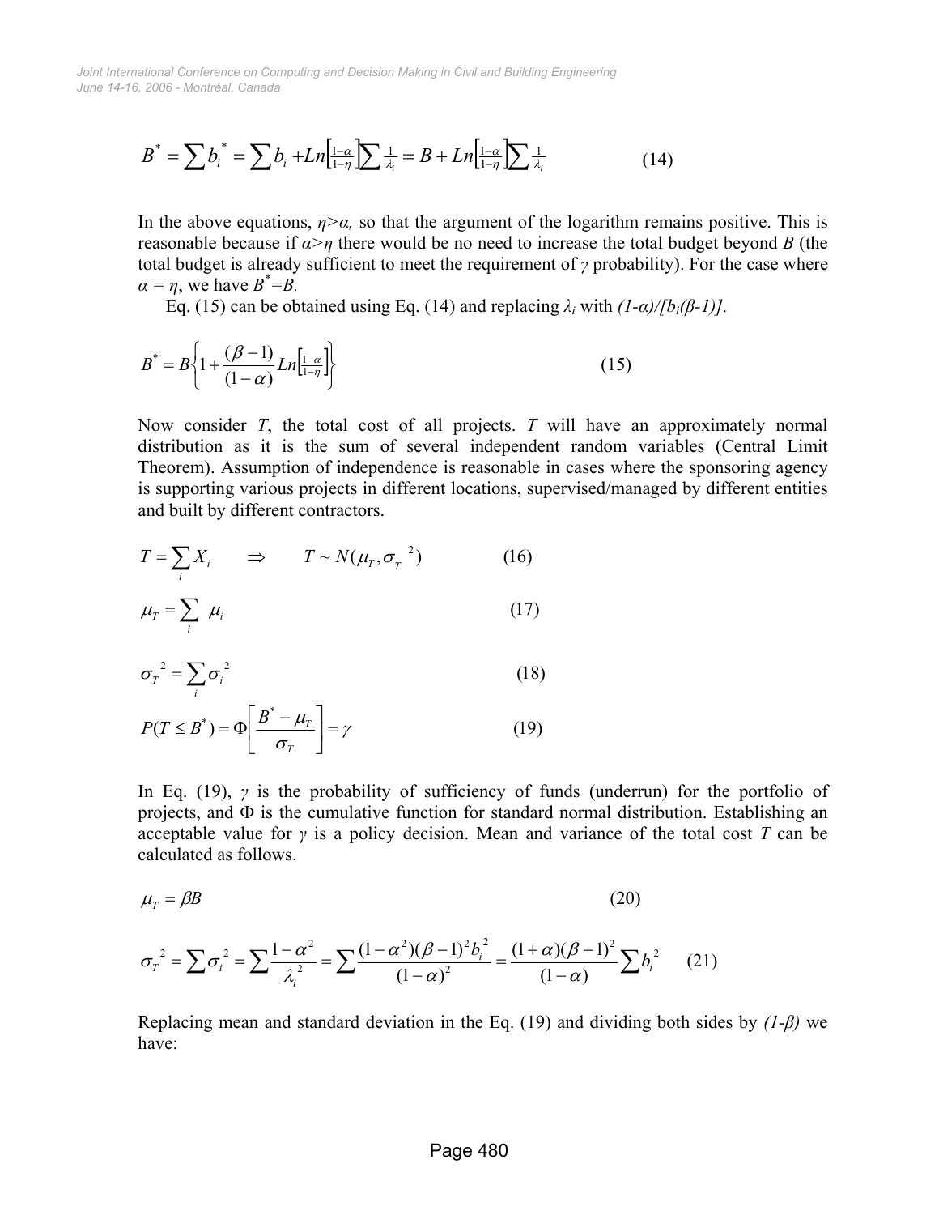$$B^* = \sum b_i^* = \sum b_i + Ln\left[\tfrac{1-\alpha}{1-\eta}\right]\sum \tfrac{1}{\lambda_i} = B + Ln\left[\tfrac{1-\alpha}{1-\eta}\right]\sum \tfrac{1}{\lambda_i} \tag{14}$$

In the above equations, $\eta > \alpha$, so that the argument of the logarithm remains positive. This is reasonable because if $\alpha > \eta$ there would be no need to increase the total budget beyond $B$ (the total budget is already sufficient to meet the requirement of $\gamma$ probability). For the case where $\alpha = \eta$, we have $B^* = B$.

Eq. (15) can be obtained using Eq. (14) and replacing $\lambda_i$ with $(1-\alpha)/[b_i(\beta-1)]$.

$$B^* = B\left\{1 + \frac{(\beta-1)}{(1-\alpha)} Ln\left[\tfrac{1-\alpha}{1-\eta}\right]\right\} \tag{15}$$

Now consider $T$, the total cost of all projects. $T$ will have an approximately normal distribution as it is the sum of several independent random variables (Central Limit Theorem). Assumption of independence is reasonable in cases where the sponsoring agency is supporting various projects in different locations, supervised/managed by different entities and built by different contractors.

$$T = \sum_i X_i \qquad \Rightarrow \qquad T \sim N(\mu_T, \sigma_T^{\ 2}) \tag{16}$$

$$\mu_T = \sum_i \mu_i \tag{17}$$

$$\sigma_T^{\ 2} = \sum_i \sigma_i^{\ 2} \tag{18}$$

$$P(T \le B^*) = \Phi\left[\frac{B^* - \mu_T}{\sigma_T}\right] = \gamma \tag{19}$$

In Eq. (19), $\gamma$ is the probability of sufficiency of funds (underrun) for the portfolio of projects, and $\Phi$ is the cumulative function for standard normal distribution. Establishing an acceptable value for $\gamma$ is a policy decision. Mean and variance of the total cost $T$ can be calculated as follows.

$$\mu_T = \beta B \tag{20}$$

$$\sigma_T^{\ 2} = \sum \sigma_i^{\ 2} = \sum \frac{1-\alpha^2}{\lambda_i^{\ 2}} = \sum \frac{(1-\alpha^2)(\beta-1)^2 b_i^{\ 2}}{(1-\alpha)^2} = \frac{(1+\alpha)(\beta-1)^2}{(1-\alpha)} \sum b_i^{\ 2} \tag{21}$$

Replacing mean and standard deviation in the Eq. (19) and dividing both sides by $(1-\beta)$ we have: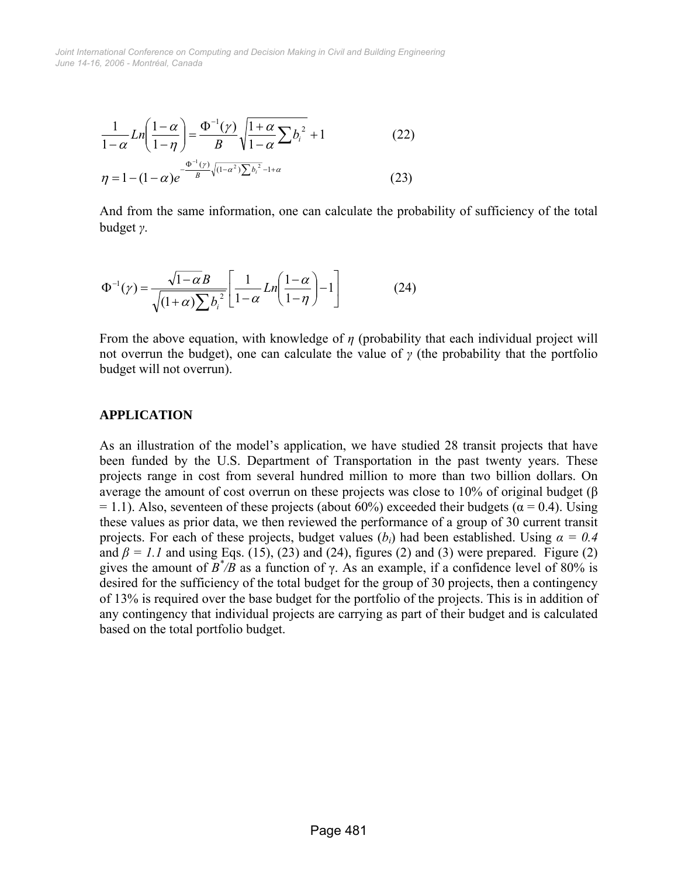$$\frac{1}{1-\alpha} Ln\left(\frac{1-\alpha}{1-\eta}\right) = \frac{\Phi^{-1}(\gamma)}{B}\sqrt{\frac{1+\alpha}{1-\alpha}\sum b_i^{\,2}} + 1 \tag{22}$$

$$\eta = 1-(1-\alpha)e^{-\frac{\Phi^{-1}(\gamma)}{B}\sqrt{(1-\alpha^2)\sum b_i^{\,2}} - 1 + \alpha} \tag{23}$$

And from the same information, one can calculate the probability of sufficiency of the total budget $\gamma$.

$$\Phi^{-1}(\gamma) = \frac{\sqrt{1-\alpha}\,B}{\sqrt{(1+\alpha)\sum b_i^{\,2}}}\left[\frac{1}{1-\alpha} Ln\left(\frac{1-\alpha}{1-\eta}\right) - 1\right] \tag{24}$$

From the above equation, with knowledge of $\eta$ (probability that each individual project will not overrun the budget), one can calculate the value of $\gamma$ (the probability that the portfolio budget will not overrun).

## APPLICATION

As an illustration of the model's application, we have studied 28 transit projects that have been funded by the U.S. Department of Transportation in the past twenty years. These projects range in cost from several hundred million to more than two billion dollars. On average the amount of cost overrun on these projects was close to 10% of original budget ($\beta = 1.1$). Also, seventeen of these projects (about 60%) exceeded their budgets ($\alpha = 0.4$). Using these values as prior data, we then reviewed the performance of a group of 30 current transit projects. For each of these projects, budget values ($b_i$) had been established. Using $\alpha = 0.4$ and $\beta = 1.1$ and using Eqs. (15), (23) and (24), figures (2) and (3) were prepared. Figure (2) gives the amount of $B^*/B$ as a function of $\gamma$. As an example, if a confidence level of 80% is desired for the sufficiency of the total budget for the group of 30 projects, then a contingency of 13% is required over the base budget for the portfolio of the projects. This is in addition of any contingency that individual projects are carrying as part of their budget and is calculated based on the total portfolio budget.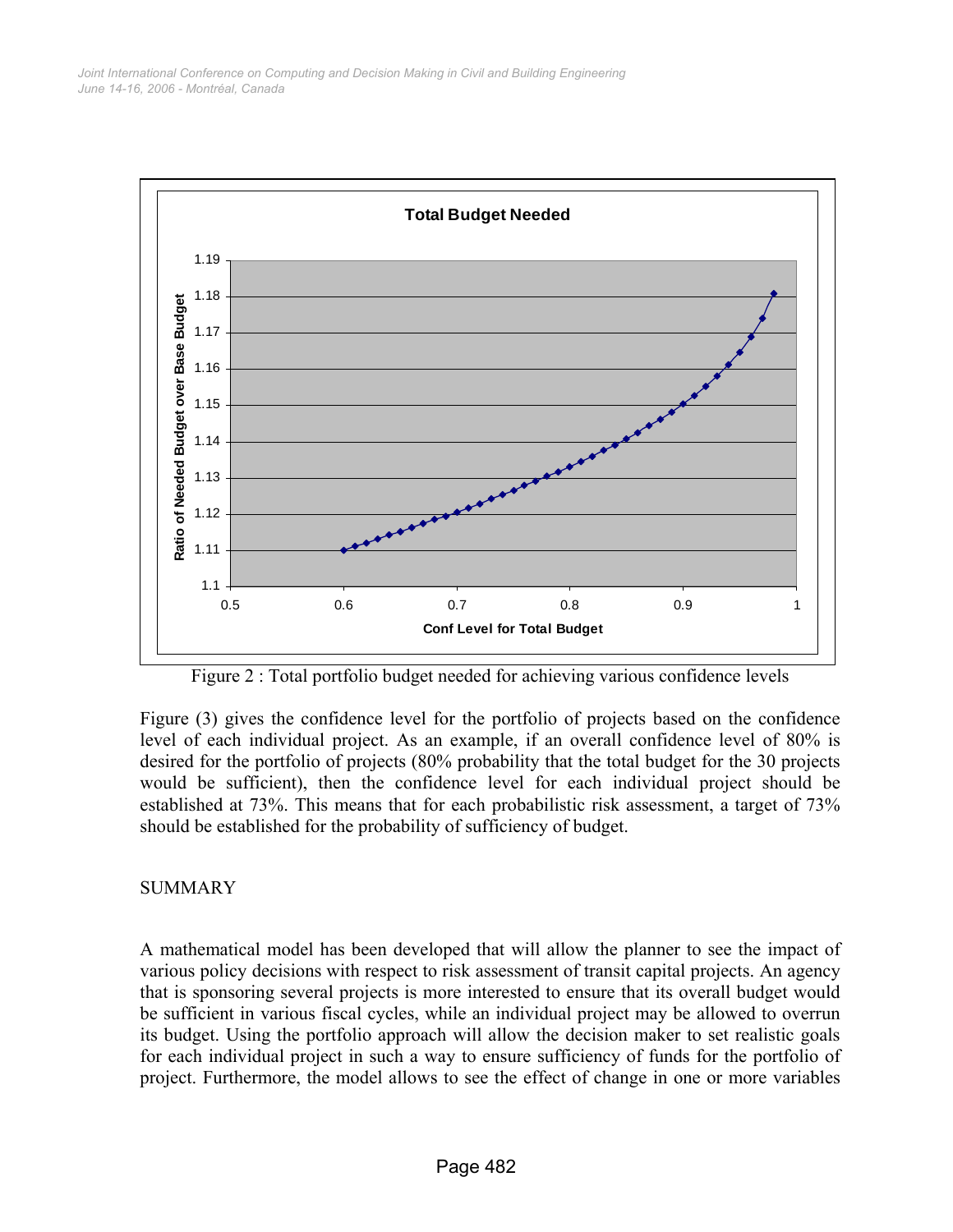Figure 2 : Total portfolio budget needed for achieving various confidence levels

Figure (3) gives the confidence level for the portfolio of projects based on the confidence level of each individual project. As an example, if an overall confidence level of 80% is desired for the portfolio of projects (80% probability that the total budget for the 30 projects would be sufficient), then the confidence level for each individual project should be established at 73%. This means that for each probabilistic risk assessment, a target of 73% should be established for the probability of sufficiency of budget.

## SUMMARY

A mathematical model has been developed that will allow the planner to see the impact of various policy decisions with respect to risk assessment of transit capital projects. An agency that is sponsoring several projects is more interested to ensure that its overall budget would be sufficient in various fiscal cycles, while an individual project may be allowed to overrun its budget. Using the portfolio approach will allow the decision maker to set realistic goals for each individual project in such a way to ensure sufficiency of funds for the portfolio of project. Furthermore, the model allows to see the effect of change in one or more variables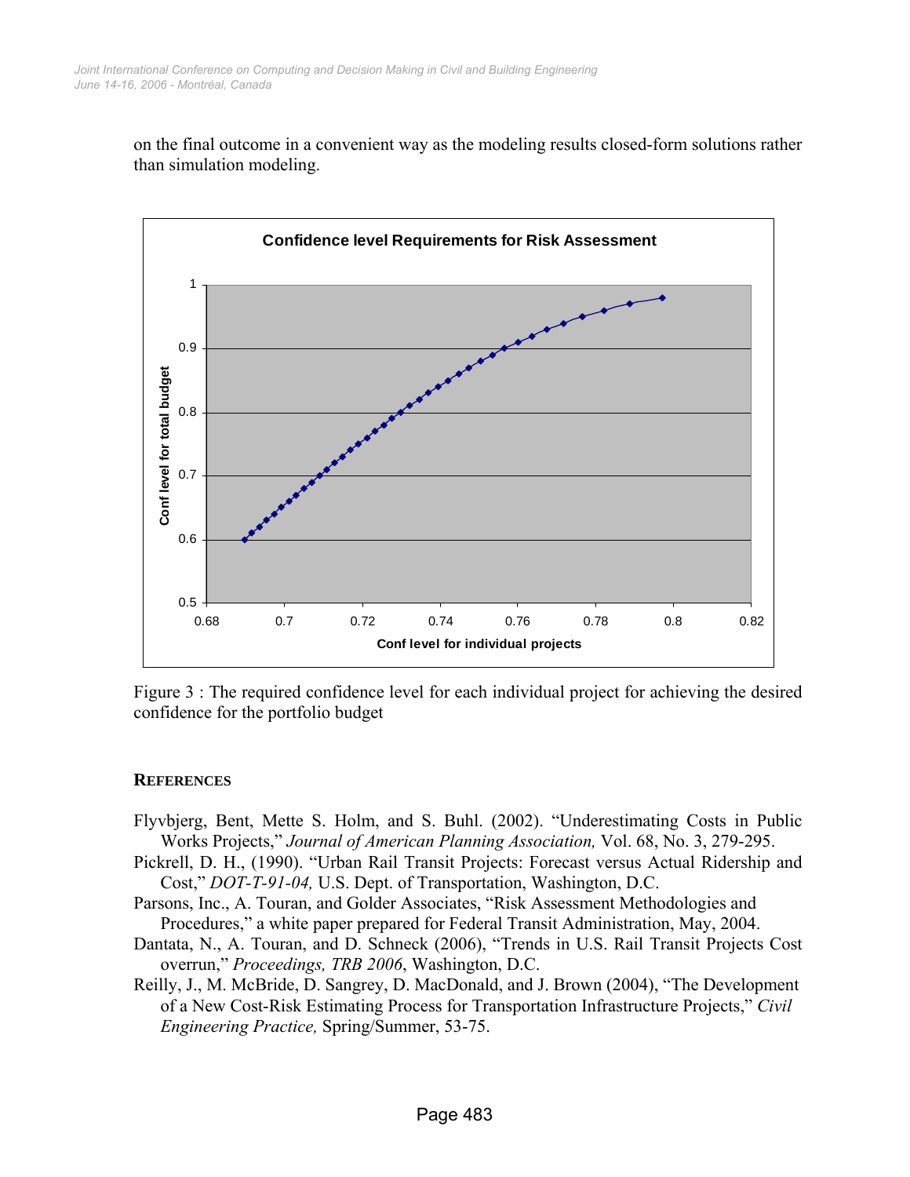on the final outcome in a convenient way as the modeling results closed-form solutions rather than simulation modeling.

Confidence level Requirements for Risk Assessment

Conf level for total budget

1
0.9
0.8
0.7
0.6
0.5

0.68 0.7 0.72 0.74 0.76 0.78 0.8 0.82

Conf level for individual projects

Figure 3 : The required confidence level for each individual project for achieving the desired confidence for the portfolio budget

## REFERENCES

Flyvbjerg, Bent, Mette S. Holm, and S. Buhl. (2002). "Underestimating Costs in Public Works Projects," *Journal of American Planning Association,* Vol. 68, No. 3, 279-295.

Pickrell, D. H., (1990). "Urban Rail Transit Projects: Forecast versus Actual Ridership and Cost," *DOT-T-91-04,* U.S. Dept. of Transportation, Washington, D.C.

Parsons, Inc., A. Touran, and Golder Associates, "Risk Assessment Methodologies and Procedures," a white paper prepared for Federal Transit Administration, May, 2004.

Dantata, N., A. Touran, and D. Schneck (2006), "Trends in U.S. Rail Transit Projects Cost overrun," *Proceedings, TRB 2006*, Washington, D.C.

Reilly, J., M. McBride, D. Sangrey, D. MacDonald, and J. Brown (2004), "The Development of a New Cost-Risk Estimating Process for Transportation Infrastructure Projects," *Civil Engineering Practice,* Spring/Summer, 53-75.